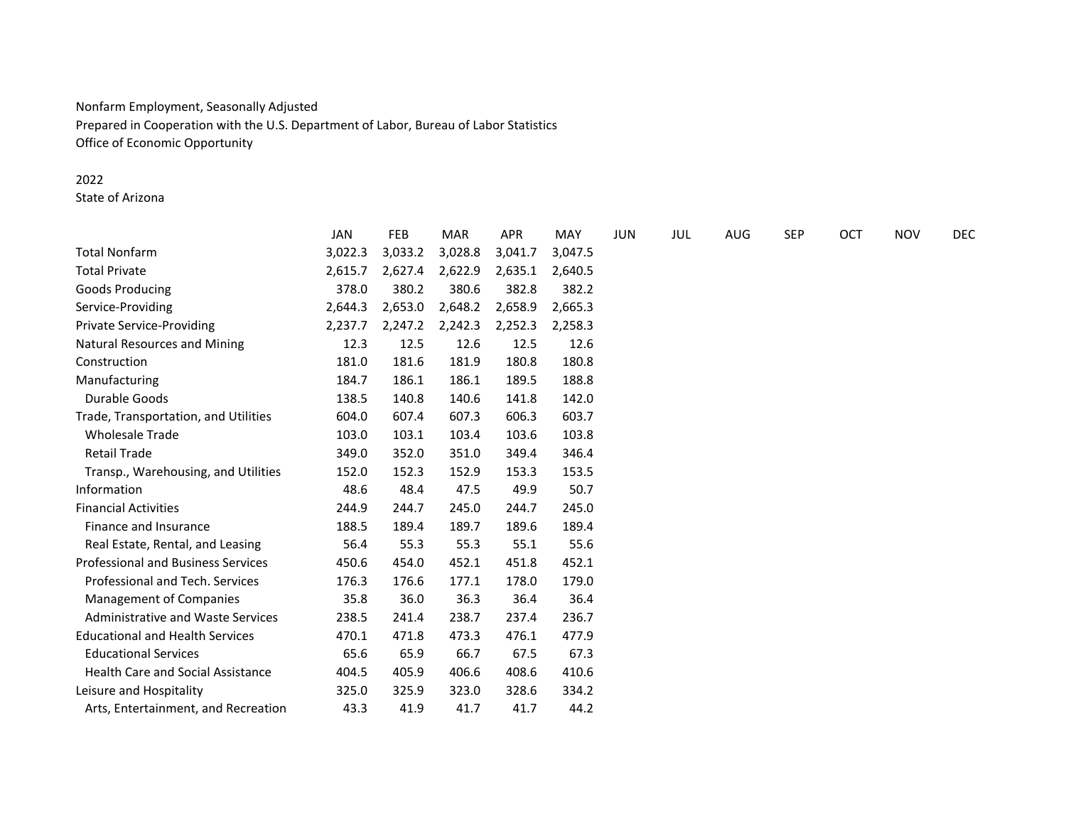Nonfarm Employment, Seasonally Adjusted

Prepared in Cooperation with the U.S. Department of Labor, Bureau of Labor Statistics

Office of Economic Opportunity

2022

State of Arizona

| | JAN | FEB | MAR | APR | MAY | JUN | JUL | AUG | SEP | OCT | NOV | DEC |
|---|---|---|---|---|---|---|---|---|---|---|---|---|
| Total Nonfarm | 3,022.3 | 3,033.2 | 3,028.8 | 3,041.7 | 3,047.5 | | | | | | | |
| Total Private | 2,615.7 | 2,627.4 | 2,622.9 | 2,635.1 | 2,640.5 | | | | | | | |
| Goods Producing | 378.0 | 380.2 | 380.6 | 382.8 | 382.2 | | | | | | | |
| Service-Providing | 2,644.3 | 2,653.0 | 2,648.2 | 2,658.9 | 2,665.3 | | | | | | | |
| Private Service-Providing | 2,237.7 | 2,247.2 | 2,242.3 | 2,252.3 | 2,258.3 | | | | | | | |
| Natural Resources and Mining | 12.3 | 12.5 | 12.6 | 12.5 | 12.6 | | | | | | | |
| Construction | 181.0 | 181.6 | 181.9 | 180.8 | 180.8 | | | | | | | |
| Manufacturing | 184.7 | 186.1 | 186.1 | 189.5 | 188.8 | | | | | | | |
| Durable Goods | 138.5 | 140.8 | 140.6 | 141.8 | 142.0 | | | | | | | |
| Trade, Transportation, and Utilities | 604.0 | 607.4 | 607.3 | 606.3 | 603.7 | | | | | | | |
| Wholesale Trade | 103.0 | 103.1 | 103.4 | 103.6 | 103.8 | | | | | | | |
| Retail Trade | 349.0 | 352.0 | 351.0 | 349.4 | 346.4 | | | | | | | |
| Transp., Warehousing, and Utilities | 152.0 | 152.3 | 152.9 | 153.3 | 153.5 | | | | | | | |
| Information | 48.6 | 48.4 | 47.5 | 49.9 | 50.7 | | | | | | | |
| Financial Activities | 244.9 | 244.7 | 245.0 | 244.7 | 245.0 | | | | | | | |
| Finance and Insurance | 188.5 | 189.4 | 189.7 | 189.6 | 189.4 | | | | | | | |
| Real Estate, Rental, and Leasing | 56.4 | 55.3 | 55.3 | 55.1 | 55.6 | | | | | | | |
| Professional and Business Services | 450.6 | 454.0 | 452.1 | 451.8 | 452.1 | | | | | | | |
| Professional and Tech. Services | 176.3 | 176.6 | 177.1 | 178.0 | 179.0 | | | | | | | |
| Management of Companies | 35.8 | 36.0 | 36.3 | 36.4 | 36.4 | | | | | | | |
| Administrative and Waste Services | 238.5 | 241.4 | 238.7 | 237.4 | 236.7 | | | | | | | |
| Educational and Health Services | 470.1 | 471.8 | 473.3 | 476.1 | 477.9 | | | | | | | |
| Educational Services | 65.6 | 65.9 | 66.7 | 67.5 | 67.3 | | | | | | | |
| Health Care and Social Assistance | 404.5 | 405.9 | 406.6 | 408.6 | 410.6 | | | | | | | |
| Leisure and Hospitality | 325.0 | 325.9 | 323.0 | 328.6 | 334.2 | | | | | | | |
| Arts, Entertainment, and Recreation | 43.3 | 41.9 | 41.7 | 41.7 | 44.2 | | | | | | | |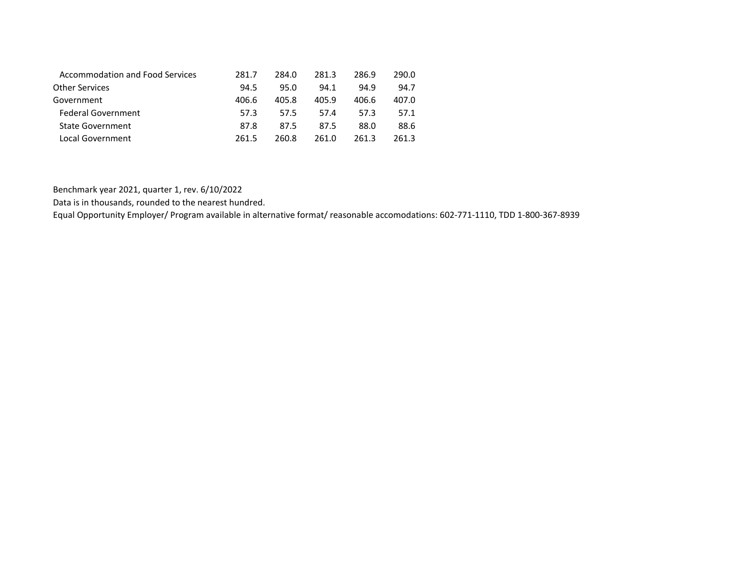| | | | | | |
|---|---|---|---|---|---|
| Accommodation and Food Services | 281.7 | 284.0 | 281.3 | 286.9 | 290.0 |
| Other Services | 94.5 | 95.0 | 94.1 | 94.9 | 94.7 |
| Government | 406.6 | 405.8 | 405.9 | 406.6 | 407.0 |
| Federal Government | 57.3 | 57.5 | 57.4 | 57.3 | 57.1 |
| State Government | 87.8 | 87.5 | 87.5 | 88.0 | 88.6 |
| Local Government | 261.5 | 260.8 | 261.0 | 261.3 | 261.3 |

Benchmark year 2021, quarter 1, rev. 6/10/2022

Data is in thousands, rounded to the nearest hundred.

Equal Opportunity Employer/ Program available in alternative format/ reasonable accomodations: 602-771-1110, TDD 1-800-367-8939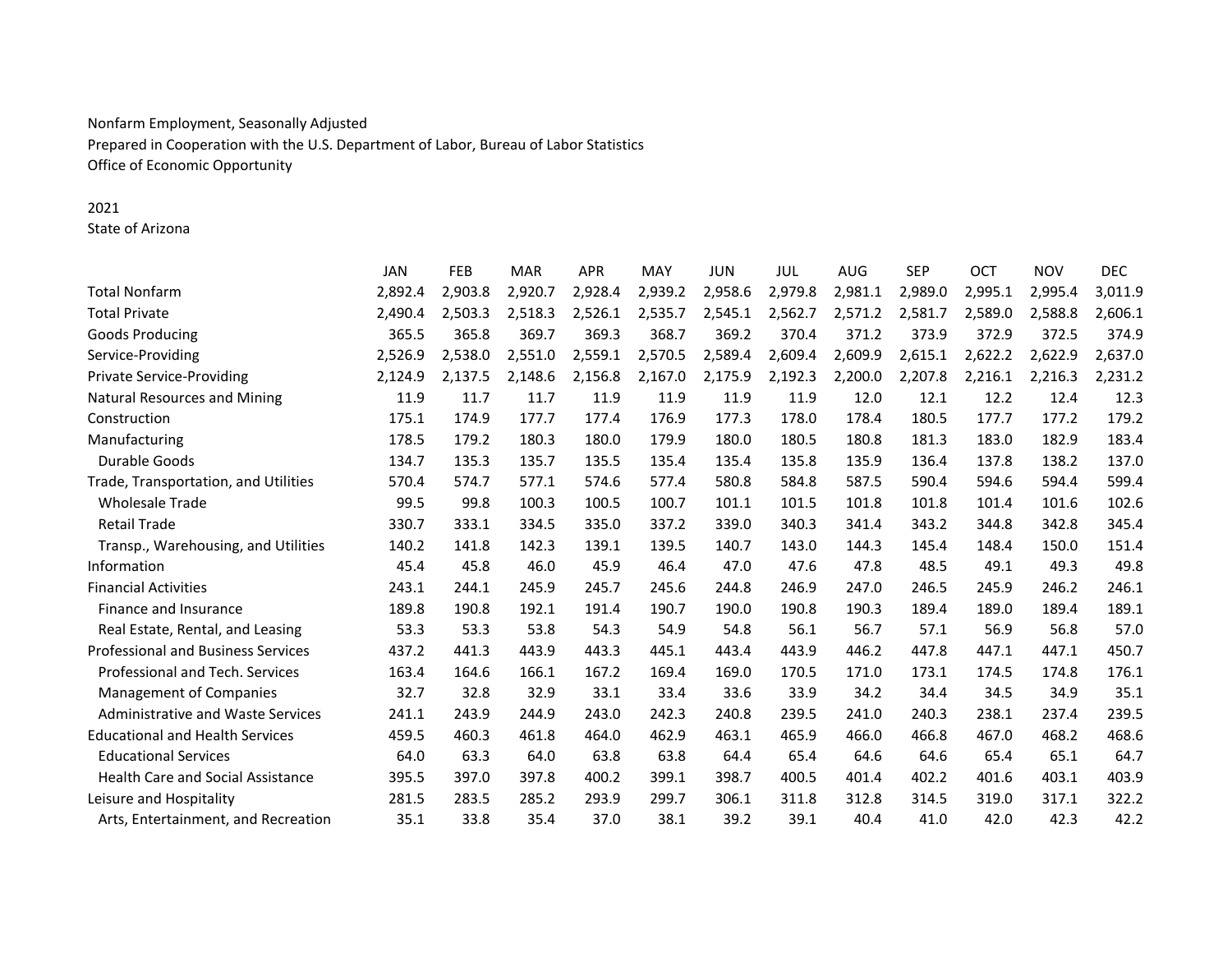Nonfarm Employment, Seasonally Adjusted

Prepared in Cooperation with the U.S. Department of Labor, Bureau of Labor Statistics

Office of Economic Opportunity

2021

State of Arizona

| | JAN | FEB | MAR | APR | MAY | JUN | JUL | AUG | SEP | OCT | NOV | DEC |
|---|---|---|---|---|---|---|---|---|---|---|---|---|
| Total Nonfarm | 2,892.4 | 2,903.8 | 2,920.7 | 2,928.4 | 2,939.2 | 2,958.6 | 2,979.8 | 2,981.1 | 2,989.0 | 2,995.1 | 2,995.4 | 3,011.9 |
| Total Private | 2,490.4 | 2,503.3 | 2,518.3 | 2,526.1 | 2,535.7 | 2,545.1 | 2,562.7 | 2,571.2 | 2,581.7 | 2,589.0 | 2,588.8 | 2,606.1 |
| Goods Producing | 365.5 | 365.8 | 369.7 | 369.3 | 368.7 | 369.2 | 370.4 | 371.2 | 373.9 | 372.9 | 372.5 | 374.9 |
| Service-Providing | 2,526.9 | 2,538.0 | 2,551.0 | 2,559.1 | 2,570.5 | 2,589.4 | 2,609.4 | 2,609.9 | 2,615.1 | 2,622.2 | 2,622.9 | 2,637.0 |
| Private Service-Providing | 2,124.9 | 2,137.5 | 2,148.6 | 2,156.8 | 2,167.0 | 2,175.9 | 2,192.3 | 2,200.0 | 2,207.8 | 2,216.1 | 2,216.3 | 2,231.2 |
| Natural Resources and Mining | 11.9 | 11.7 | 11.7 | 11.9 | 11.9 | 11.9 | 11.9 | 12.0 | 12.1 | 12.2 | 12.4 | 12.3 |
| Construction | 175.1 | 174.9 | 177.7 | 177.4 | 176.9 | 177.3 | 178.0 | 178.4 | 180.5 | 177.7 | 177.2 | 179.2 |
| Manufacturing | 178.5 | 179.2 | 180.3 | 180.0 | 179.9 | 180.0 | 180.5 | 180.8 | 181.3 | 183.0 | 182.9 | 183.4 |
| Durable Goods | 134.7 | 135.3 | 135.7 | 135.5 | 135.4 | 135.4 | 135.8 | 135.9 | 136.4 | 137.8 | 138.2 | 137.0 |
| Trade, Transportation, and Utilities | 570.4 | 574.7 | 577.1 | 574.6 | 577.4 | 580.8 | 584.8 | 587.5 | 590.4 | 594.6 | 594.4 | 599.4 |
| Wholesale Trade | 99.5 | 99.8 | 100.3 | 100.5 | 100.7 | 101.1 | 101.5 | 101.8 | 101.8 | 101.4 | 101.6 | 102.6 |
| Retail Trade | 330.7 | 333.1 | 334.5 | 335.0 | 337.2 | 339.0 | 340.3 | 341.4 | 343.2 | 344.8 | 342.8 | 345.4 |
| Transp., Warehousing, and Utilities | 140.2 | 141.8 | 142.3 | 139.1 | 139.5 | 140.7 | 143.0 | 144.3 | 145.4 | 148.4 | 150.0 | 151.4 |
| Information | 45.4 | 45.8 | 46.0 | 45.9 | 46.4 | 47.0 | 47.6 | 47.8 | 48.5 | 49.1 | 49.3 | 49.8 |
| Financial Activities | 243.1 | 244.1 | 245.9 | 245.7 | 245.6 | 244.8 | 246.9 | 247.0 | 246.5 | 245.9 | 246.2 | 246.1 |
| Finance and Insurance | 189.8 | 190.8 | 192.1 | 191.4 | 190.7 | 190.0 | 190.8 | 190.3 | 189.4 | 189.0 | 189.4 | 189.1 |
| Real Estate, Rental, and Leasing | 53.3 | 53.3 | 53.8 | 54.3 | 54.9 | 54.8 | 56.1 | 56.7 | 57.1 | 56.9 | 56.8 | 57.0 |
| Professional and Business Services | 437.2 | 441.3 | 443.9 | 443.3 | 445.1 | 443.4 | 443.9 | 446.2 | 447.8 | 447.1 | 447.1 | 450.7 |
| Professional and Tech. Services | 163.4 | 164.6 | 166.1 | 167.2 | 169.4 | 169.0 | 170.5 | 171.0 | 173.1 | 174.5 | 174.8 | 176.1 |
| Management of Companies | 32.7 | 32.8 | 32.9 | 33.1 | 33.4 | 33.6 | 33.9 | 34.2 | 34.4 | 34.5 | 34.9 | 35.1 |
| Administrative and Waste Services | 241.1 | 243.9 | 244.9 | 243.0 | 242.3 | 240.8 | 239.5 | 241.0 | 240.3 | 238.1 | 237.4 | 239.5 |
| Educational and Health Services | 459.5 | 460.3 | 461.8 | 464.0 | 462.9 | 463.1 | 465.9 | 466.0 | 466.8 | 467.0 | 468.2 | 468.6 |
| Educational Services | 64.0 | 63.3 | 64.0 | 63.8 | 63.8 | 64.4 | 65.4 | 64.6 | 64.6 | 65.4 | 65.1 | 64.7 |
| Health Care and Social Assistance | 395.5 | 397.0 | 397.8 | 400.2 | 399.1 | 398.7 | 400.5 | 401.4 | 402.2 | 401.6 | 403.1 | 403.9 |
| Leisure and Hospitality | 281.5 | 283.5 | 285.2 | 293.9 | 299.7 | 306.1 | 311.8 | 312.8 | 314.5 | 319.0 | 317.1 | 322.2 |
| Arts, Entertainment, and Recreation | 35.1 | 33.8 | 35.4 | 37.0 | 38.1 | 39.2 | 39.1 | 40.4 | 41.0 | 42.0 | 42.3 | 42.2 |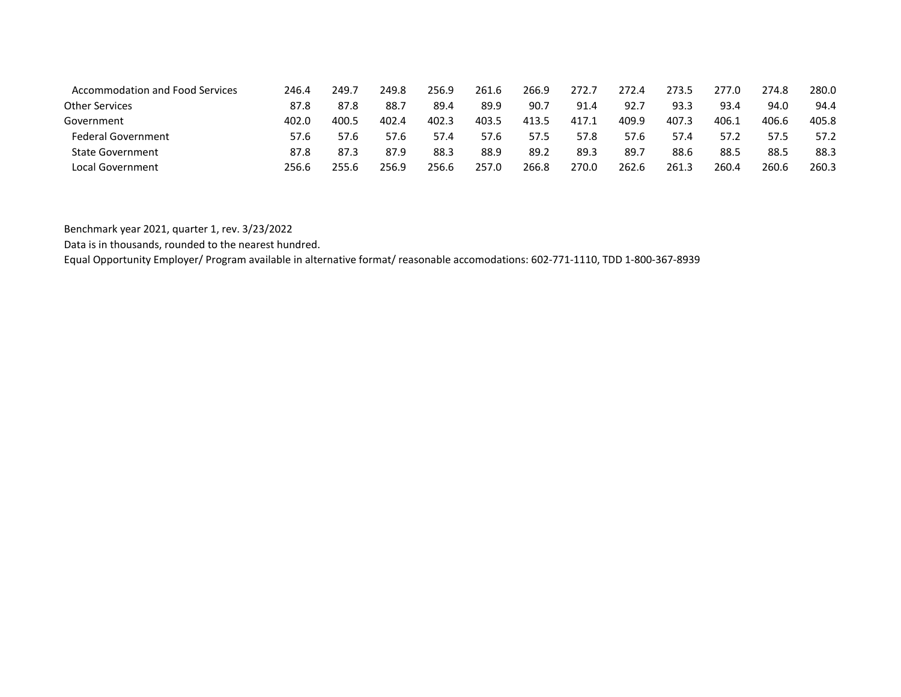| | | | | | | | | | | | | |
|---|---|---|---|---|---|---|---|---|---|---|---|---|
| Accommodation and Food Services | 246.4 | 249.7 | 249.8 | 256.9 | 261.6 | 266.9 | 272.7 | 272.4 | 273.5 | 277.0 | 274.8 | 280.0 |
| Other Services | 87.8 | 87.8 | 88.7 | 89.4 | 89.9 | 90.7 | 91.4 | 92.7 | 93.3 | 93.4 | 94.0 | 94.4 |
| Government | 402.0 | 400.5 | 402.4 | 402.3 | 403.5 | 413.5 | 417.1 | 409.9 | 407.3 | 406.1 | 406.6 | 405.8 |
| Federal Government | 57.6 | 57.6 | 57.6 | 57.4 | 57.6 | 57.5 | 57.8 | 57.6 | 57.4 | 57.2 | 57.5 | 57.2 |
| State Government | 87.8 | 87.3 | 87.9 | 88.3 | 88.9 | 89.2 | 89.3 | 89.7 | 88.6 | 88.5 | 88.5 | 88.3 |
| Local Government | 256.6 | 255.6 | 256.9 | 256.6 | 257.0 | 266.8 | 270.0 | 262.6 | 261.3 | 260.4 | 260.6 | 260.3 |

Benchmark year 2021, quarter 1, rev. 3/23/2022

Data is in thousands, rounded to the nearest hundred.

Equal Opportunity Employer/ Program available in alternative format/ reasonable accomodations: 602-771-1110, TDD 1-800-367-8939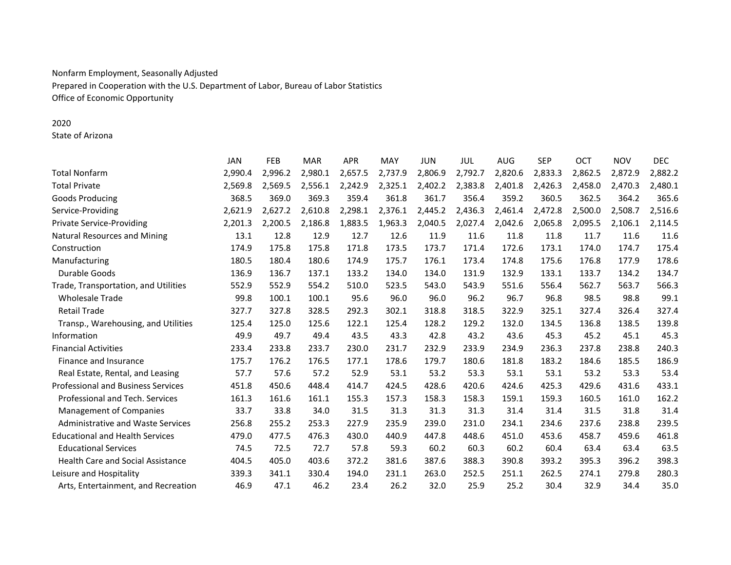Nonfarm Employment, Seasonally Adjusted
Prepared in Cooperation with the U.S. Department of Labor, Bureau of Labor Statistics
Office of Economic Opportunity

2020
State of Arizona

| | JAN | FEB | MAR | APR | MAY | JUN | JUL | AUG | SEP | OCT | NOV | DEC |
|---|---|---|---|---|---|---|---|---|---|---|---|---|
| Total Nonfarm | 2,990.4 | 2,996.2 | 2,980.1 | 2,657.5 | 2,737.9 | 2,806.9 | 2,792.7 | 2,820.6 | 2,833.3 | 2,862.5 | 2,872.9 | 2,882.2 |
| Total Private | 2,569.8 | 2,569.5 | 2,556.1 | 2,242.9 | 2,325.1 | 2,402.2 | 2,383.8 | 2,401.8 | 2,426.3 | 2,458.0 | 2,470.3 | 2,480.1 |
| Goods Producing | 368.5 | 369.0 | 369.3 | 359.4 | 361.8 | 361.7 | 356.4 | 359.2 | 360.5 | 362.5 | 364.2 | 365.6 |
| Service-Providing | 2,621.9 | 2,627.2 | 2,610.8 | 2,298.1 | 2,376.1 | 2,445.2 | 2,436.3 | 2,461.4 | 2,472.8 | 2,500.0 | 2,508.7 | 2,516.6 |
| Private Service-Providing | 2,201.3 | 2,200.5 | 2,186.8 | 1,883.5 | 1,963.3 | 2,040.5 | 2,027.4 | 2,042.6 | 2,065.8 | 2,095.5 | 2,106.1 | 2,114.5 |
| Natural Resources and Mining | 13.1 | 12.8 | 12.9 | 12.7 | 12.6 | 11.9 | 11.6 | 11.8 | 11.8 | 11.7 | 11.6 | 11.6 |
| Construction | 174.9 | 175.8 | 175.8 | 171.8 | 173.5 | 173.7 | 171.4 | 172.6 | 173.1 | 174.0 | 174.7 | 175.4 |
| Manufacturing | 180.5 | 180.4 | 180.6 | 174.9 | 175.7 | 176.1 | 173.4 | 174.8 | 175.6 | 176.8 | 177.9 | 178.6 |
| Durable Goods | 136.9 | 136.7 | 137.1 | 133.2 | 134.0 | 134.0 | 131.9 | 132.9 | 133.1 | 133.7 | 134.2 | 134.7 |
| Trade, Transportation, and Utilities | 552.9 | 552.9 | 554.2 | 510.0 | 523.5 | 543.0 | 543.9 | 551.6 | 556.4 | 562.7 | 563.7 | 566.3 |
| Wholesale Trade | 99.8 | 100.1 | 100.1 | 95.6 | 96.0 | 96.0 | 96.2 | 96.7 | 96.8 | 98.5 | 98.8 | 99.1 |
| Retail Trade | 327.7 | 327.8 | 328.5 | 292.3 | 302.1 | 318.8 | 318.5 | 322.9 | 325.1 | 327.4 | 326.4 | 327.4 |
| Transp., Warehousing, and Utilities | 125.4 | 125.0 | 125.6 | 122.1 | 125.4 | 128.2 | 129.2 | 132.0 | 134.5 | 136.8 | 138.5 | 139.8 |
| Information | 49.9 | 49.7 | 49.4 | 43.5 | 43.3 | 42.8 | 43.2 | 43.6 | 45.3 | 45.2 | 45.1 | 45.3 |
| Financial Activities | 233.4 | 233.8 | 233.7 | 230.0 | 231.7 | 232.9 | 233.9 | 234.9 | 236.3 | 237.8 | 238.8 | 240.3 |
| Finance and Insurance | 175.7 | 176.2 | 176.5 | 177.1 | 178.6 | 179.7 | 180.6 | 181.8 | 183.2 | 184.6 | 185.5 | 186.9 |
| Real Estate, Rental, and Leasing | 57.7 | 57.6 | 57.2 | 52.9 | 53.1 | 53.2 | 53.3 | 53.1 | 53.1 | 53.2 | 53.3 | 53.4 |
| Professional and Business Services | 451.8 | 450.6 | 448.4 | 414.7 | 424.5 | 428.6 | 420.6 | 424.6 | 425.3 | 429.6 | 431.6 | 433.1 |
| Professional and Tech. Services | 161.3 | 161.6 | 161.1 | 155.3 | 157.3 | 158.3 | 158.3 | 159.1 | 159.3 | 160.5 | 161.0 | 162.2 |
| Management of Companies | 33.7 | 33.8 | 34.0 | 31.5 | 31.3 | 31.3 | 31.3 | 31.4 | 31.4 | 31.5 | 31.8 | 31.4 |
| Administrative and Waste Services | 256.8 | 255.2 | 253.3 | 227.9 | 235.9 | 239.0 | 231.0 | 234.1 | 234.6 | 237.6 | 238.8 | 239.5 |
| Educational and Health Services | 479.0 | 477.5 | 476.3 | 430.0 | 440.9 | 447.8 | 448.6 | 451.0 | 453.6 | 458.7 | 459.6 | 461.8 |
| Educational Services | 74.5 | 72.5 | 72.7 | 57.8 | 59.3 | 60.2 | 60.3 | 60.2 | 60.4 | 63.4 | 63.4 | 63.5 |
| Health Care and Social Assistance | 404.5 | 405.0 | 403.6 | 372.2 | 381.6 | 387.6 | 388.3 | 390.8 | 393.2 | 395.3 | 396.2 | 398.3 |
| Leisure and Hospitality | 339.3 | 341.1 | 330.4 | 194.0 | 231.1 | 263.0 | 252.5 | 251.1 | 262.5 | 274.1 | 279.8 | 280.3 |
| Arts, Entertainment, and Recreation | 46.9 | 47.1 | 46.2 | 23.4 | 26.2 | 32.0 | 25.9 | 25.2 | 30.4 | 32.9 | 34.4 | 35.0 |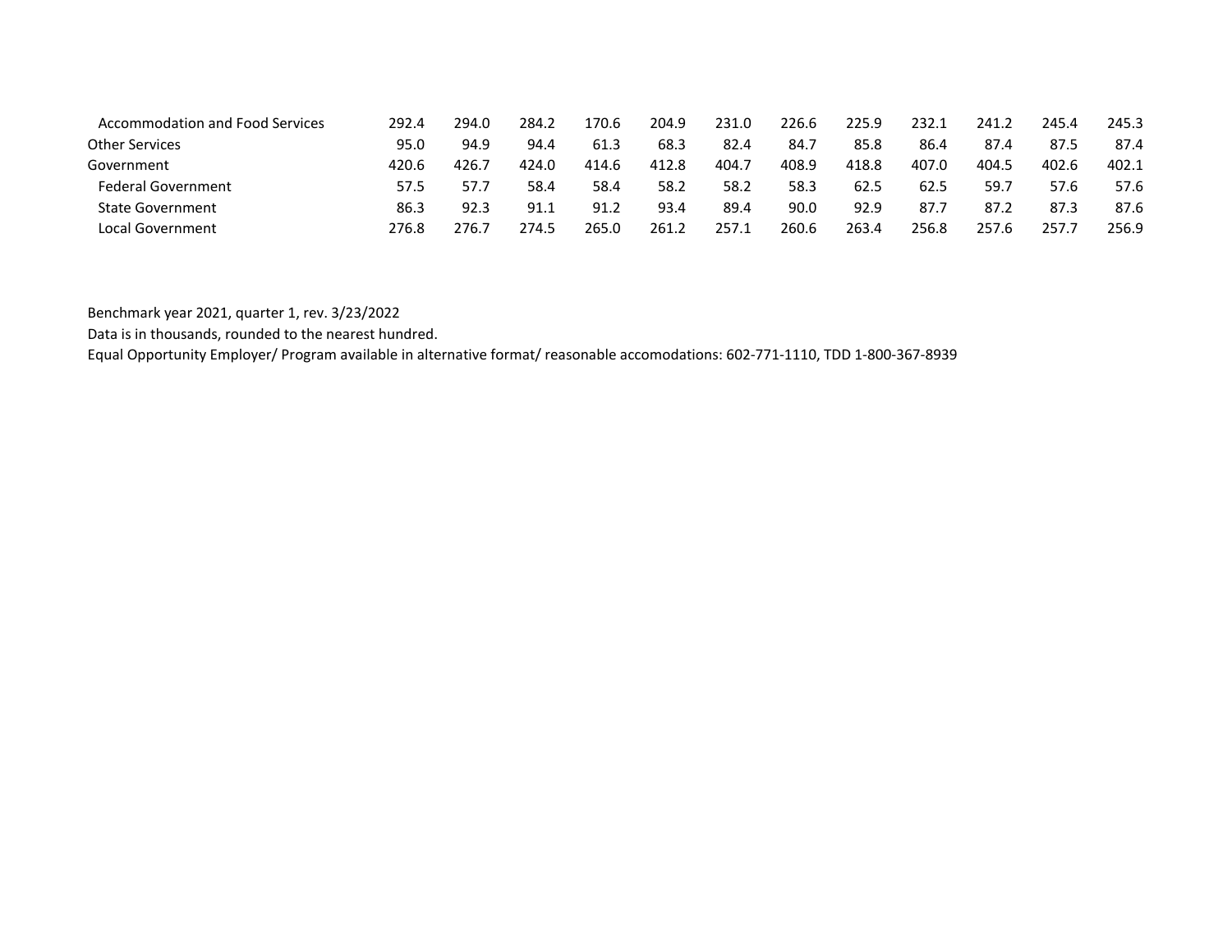| | | | | | | | | | | | | |
|---|---|---|---|---|---|---|---|---|---|---|---|---|
| Accommodation and Food Services | 292.4 | 294.0 | 284.2 | 170.6 | 204.9 | 231.0 | 226.6 | 225.9 | 232.1 | 241.2 | 245.4 | 245.3 |
| Other Services | 95.0 | 94.9 | 94.4 | 61.3 | 68.3 | 82.4 | 84.7 | 85.8 | 86.4 | 87.4 | 87.5 | 87.4 |
| Government | 420.6 | 426.7 | 424.0 | 414.6 | 412.8 | 404.7 | 408.9 | 418.8 | 407.0 | 404.5 | 402.6 | 402.1 |
| Federal Government | 57.5 | 57.7 | 58.4 | 58.4 | 58.2 | 58.2 | 58.3 | 62.5 | 62.5 | 59.7 | 57.6 | 57.6 |
| State Government | 86.3 | 92.3 | 91.1 | 91.2 | 93.4 | 89.4 | 90.0 | 92.9 | 87.7 | 87.2 | 87.3 | 87.6 |
| Local Government | 276.8 | 276.7 | 274.5 | 265.0 | 261.2 | 257.1 | 260.6 | 263.4 | 256.8 | 257.6 | 257.7 | 256.9 |

Benchmark year 2021, quarter 1, rev. 3/23/2022

Data is in thousands, rounded to the nearest hundred.

Equal Opportunity Employer/ Program available in alternative format/ reasonable accomodations: 602-771-1110, TDD 1-800-367-8939